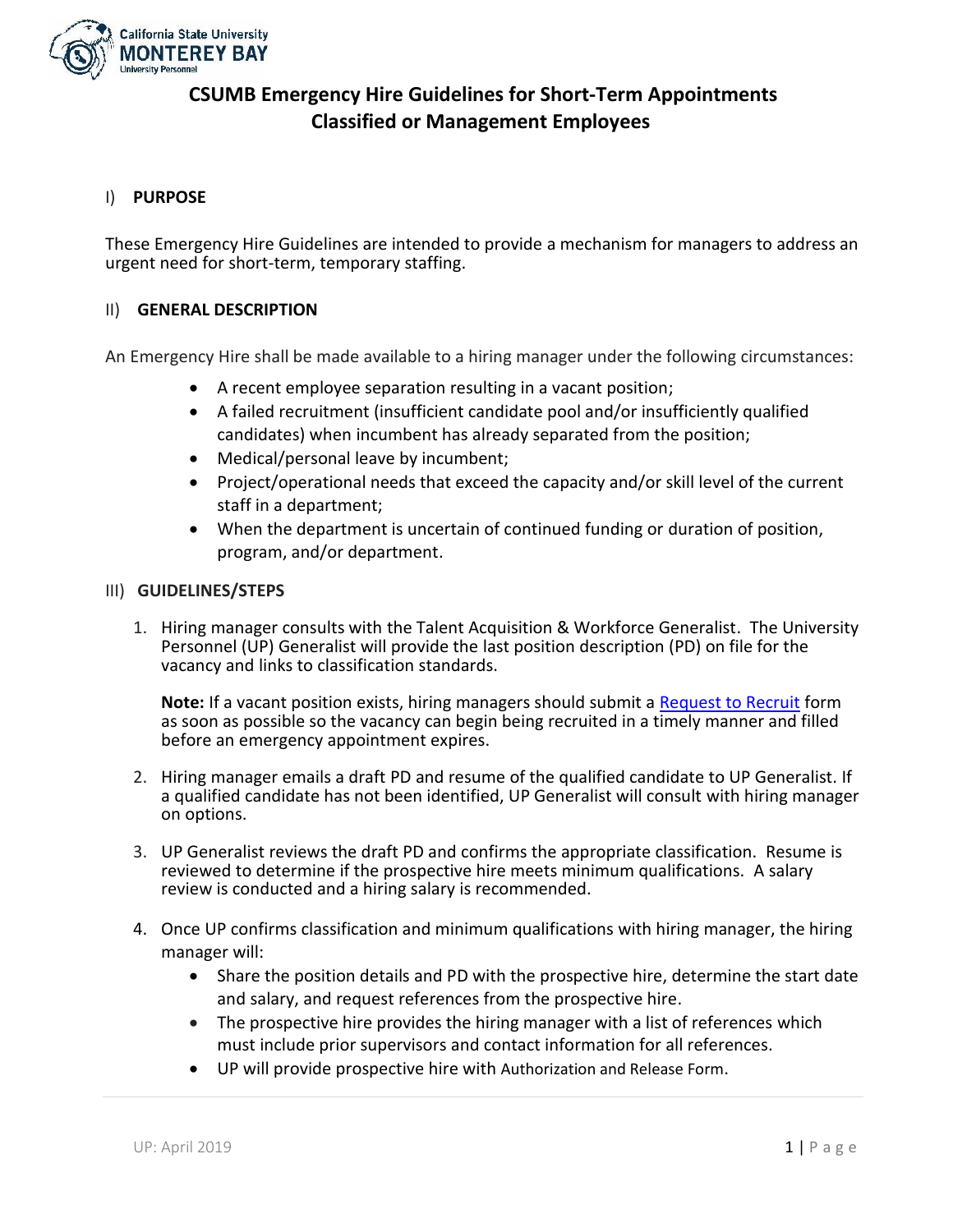# CSUMB Emergency Hire Guidelines for Short-Term Appointments Classified or Management Employees

## I) PURPOSE

These Emergency Hire Guidelines are intended to provide a mechanism for managers to address an urgent need for short-term, temporary staffing.

## II) GENERAL DESCRIPTION

An Emergency Hire shall be made available to a hiring manager under the following circumstances:

- A recent employee separation resulting in a vacant position;
- A failed recruitment (insufficient candidate pool and/or insufficiently qualified candidates) when incumbent has already separated from the position;
- Medical/personal leave by incumbent;
- Project/operational needs that exceed the capacity and/or skill level of the current staff in a department;
- When the department is uncertain of continued funding or duration of position, program, and/or department.

## III) GUIDELINES/STEPS

1. Hiring manager consults with the Talent Acquisition & Workforce Generalist. The University Personnel (UP) Generalist will provide the last position description (PD) on file for the vacancy and links to classification standards.

   **Note:** If a vacant position exists, hiring managers should submit a Request to Recruit form as soon as possible so the vacancy can begin being recruited in a timely manner and filled before an emergency appointment expires.

2. Hiring manager emails a draft PD and resume of the qualified candidate to UP Generalist. If a qualified candidate has not been identified, UP Generalist will consult with hiring manager on options.

3. UP Generalist reviews the draft PD and confirms the appropriate classification. Resume is reviewed to determine if the prospective hire meets minimum qualifications. A salary review is conducted and a hiring salary is recommended.

4. Once UP confirms classification and minimum qualifications with hiring manager, the hiring manager will:
   - Share the position details and PD with the prospective hire, determine the start date and salary, and request references from the prospective hire.
   - The prospective hire provides the hiring manager with a list of references which must include prior supervisors and contact information for all references.
   - UP will provide prospective hire with Authorization and Release Form.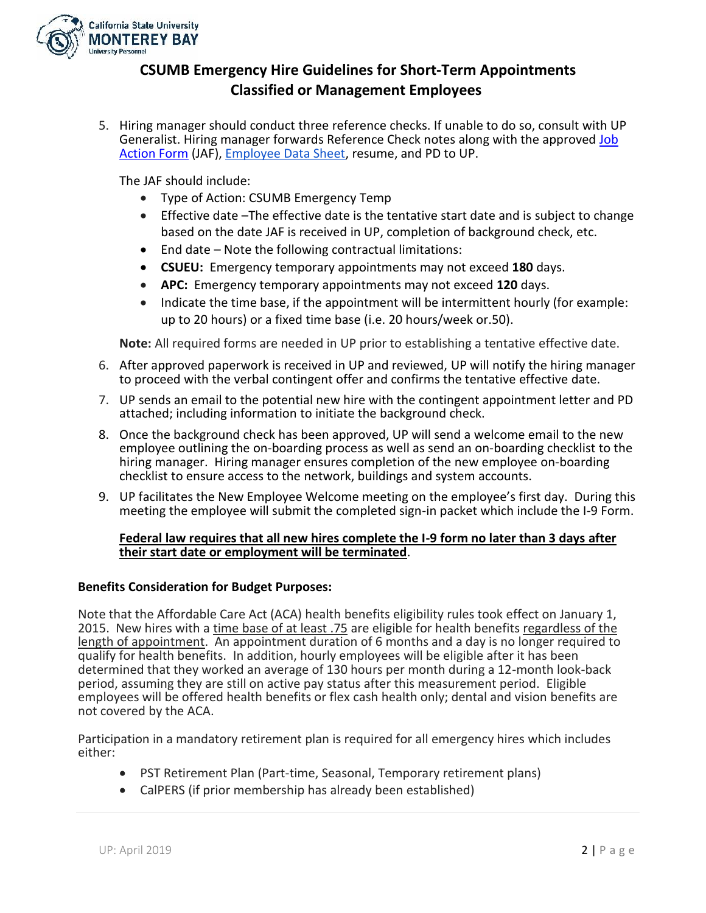# CSUMB Emergency Hire Guidelines for Short-Term Appointments Classified or Management Employees

5. Hiring manager should conduct three reference checks. If unable to do so, consult with UP Generalist. Hiring manager forwards Reference Check notes along with the approved Job Action Form (JAF), Employee Data Sheet, resume, and PD to UP.

   The JAF should include:
   - Type of Action: CSUMB Emergency Temp
   - Effective date –The effective date is the tentative start date and is subject to change based on the date JAF is received in UP, completion of background check, etc.
   - End date – Note the following contractual limitations:
   - **CSUEU:** Emergency temporary appointments may not exceed **180** days.
   - **APC:** Emergency temporary appointments may not exceed **120** days.
   - Indicate the time base, if the appointment will be intermittent hourly (for example: up to 20 hours) or a fixed time base (i.e. 20 hours/week or.50).

   **Note:** All required forms are needed in UP prior to establishing a tentative effective date.

6. After approved paperwork is received in UP and reviewed, UP will notify the hiring manager to proceed with the verbal contingent offer and confirms the tentative effective date.
7. UP sends an email to the potential new hire with the contingent appointment letter and PD attached; including information to initiate the background check.
8. Once the background check has been approved, UP will send a welcome email to the new employee outlining the on-boarding process as well as send an on-boarding checklist to the hiring manager. Hiring manager ensures completion of the new employee on-boarding checklist to ensure access to the network, buildings and system accounts.
9. UP facilitates the New Employee Welcome meeting on the employee's first day. During this meeting the employee will submit the completed sign-in packet which include the I-9 Form.

   **Federal law requires that all new hires complete the I-9 form no later than 3 days after their start date or employment will be terminated**.

**Benefits Consideration for Budget Purposes:**

Note that the Affordable Care Act (ACA) health benefits eligibility rules took effect on January 1, 2015. New hires with a time base of at least .75 are eligible for health benefits regardless of the length of appointment. An appointment duration of 6 months and a day is no longer required to qualify for health benefits. In addition, hourly employees will be eligible after it has been determined that they worked an average of 130 hours per month during a 12-month look-back period, assuming they are still on active pay status after this measurement period. Eligible employees will be offered health benefits or flex cash health only; dental and vision benefits are not covered by the ACA.

Participation in a mandatory retirement plan is required for all emergency hires which includes either:

- PST Retirement Plan (Part-time, Seasonal, Temporary retirement plans)
- CalPERS (if prior membership has already been established)